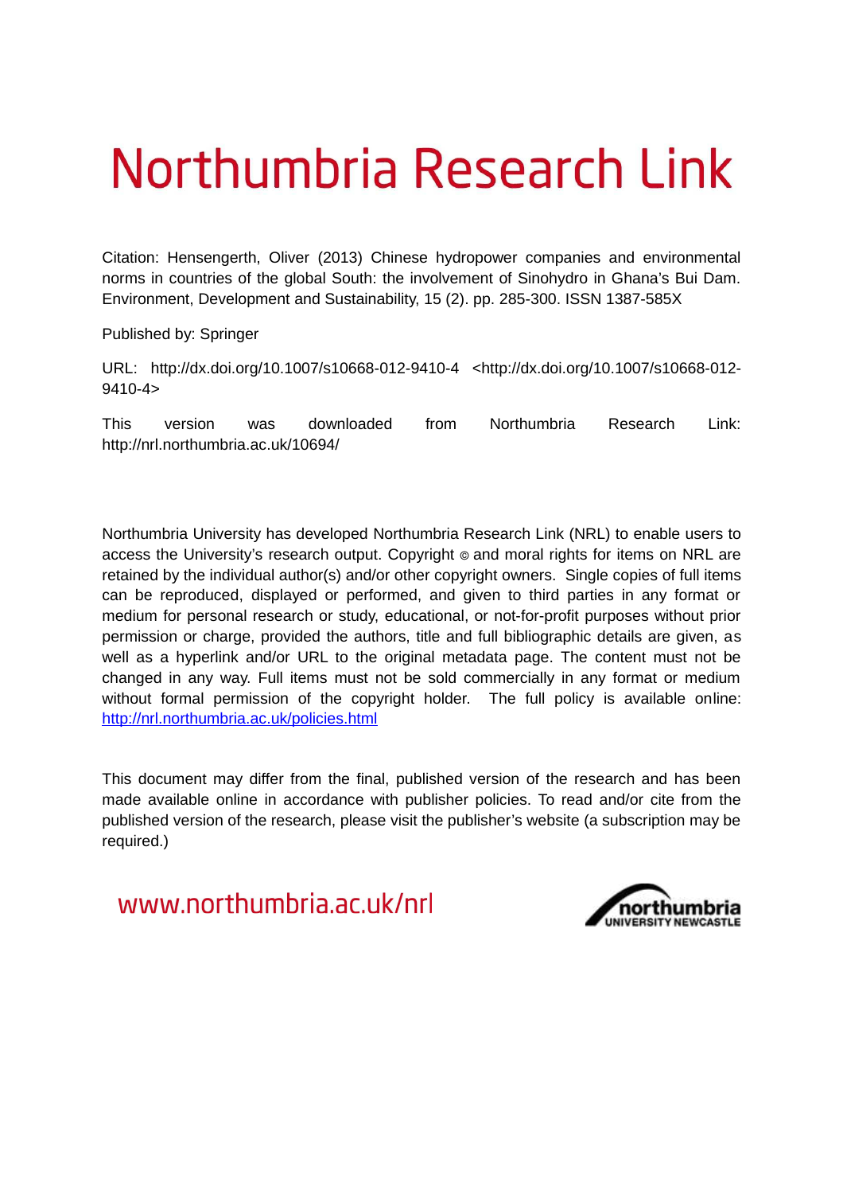# Northumbria Research Link

Citation: Hensengerth, Oliver (2013) Chinese hydropower companies and environmental norms in countries of the global South: the involvement of Sinohydro in Ghana's Bui Dam. Environment, Development and Sustainability, 15 (2). pp. 285-300. ISSN 1387-585X

Published by: Springer

URL: http://dx.doi.org/10.1007/s10668-012-9410-4 <http://dx.doi.org/10.1007/s10668-012-9410-4>

This version was downloaded from Northumbria Research Link: http://nrl.northumbria.ac.uk/10694/

Northumbria University has developed Northumbria Research Link (NRL) to enable users to access the University's research output. Copyright © and moral rights for items on NRL are retained by the individual author(s) and/or other copyright owners. Single copies of full items can be reproduced, displayed or performed, and given to third parties in any format or medium for personal research or study, educational, or not-for-profit purposes without prior permission or charge, provided the authors, title and full bibliographic details are given, as well as a hyperlink and/or URL to the original metadata page. The content must not be changed in any way. Full items must not be sold commercially in any format or medium without formal permission of the copyright holder. The full policy is available online: http://nrl.northumbria.ac.uk/policies.html

This document may differ from the final, published version of the research and has been made available online in accordance with publisher policies. To read and/or cite from the published version of the research, please visit the publisher's website (a subscription may be required.)

www.northumbria.ac.uk/nrl

northumbria UNIVERSITY NEWCASTLE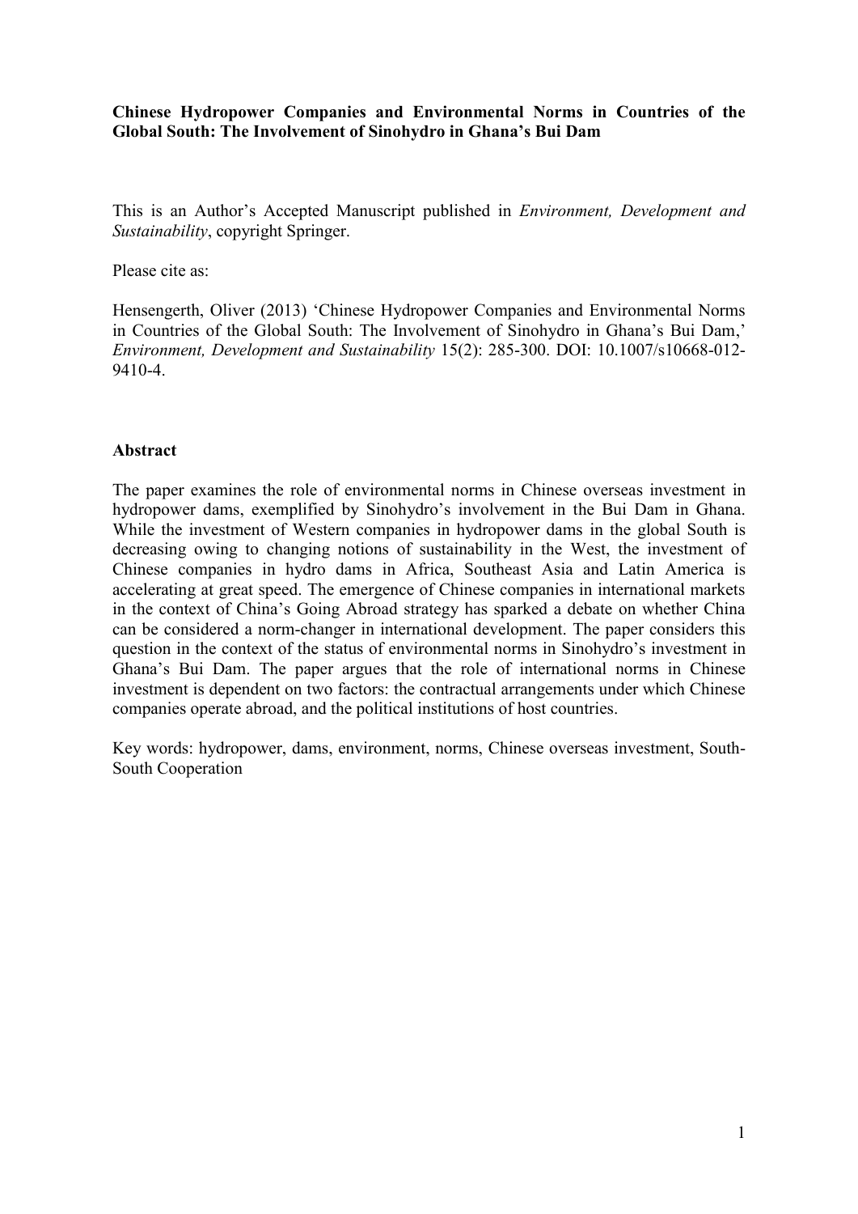**Chinese Hydropower Companies and Environmental Norms in Countries of the Global South: The Involvement of Sinohydro in Ghana's Bui Dam**

This is an Author's Accepted Manuscript published in *Environment, Development and Sustainability*, copyright Springer.

Please cite as:

Hensengerth, Oliver (2013) 'Chinese Hydropower Companies and Environmental Norms in Countries of the Global South: The Involvement of Sinohydro in Ghana's Bui Dam,' *Environment, Development and Sustainability* 15(2): 285-300. DOI: 10.1007/s10668-012-9410-4.

**Abstract**

The paper examines the role of environmental norms in Chinese overseas investment in hydropower dams, exemplified by Sinohydro's involvement in the Bui Dam in Ghana. While the investment of Western companies in hydropower dams in the global South is decreasing owing to changing notions of sustainability in the West, the investment of Chinese companies in hydro dams in Africa, Southeast Asia and Latin America is accelerating at great speed. The emergence of Chinese companies in international markets in the context of China's Going Abroad strategy has sparked a debate on whether China can be considered a norm-changer in international development. The paper considers this question in the context of the status of environmental norms in Sinohydro's investment in Ghana's Bui Dam. The paper argues that the role of international norms in Chinese investment is dependent on two factors: the contractual arrangements under which Chinese companies operate abroad, and the political institutions of host countries.

Key words: hydropower, dams, environment, norms, Chinese overseas investment, South-South Cooperation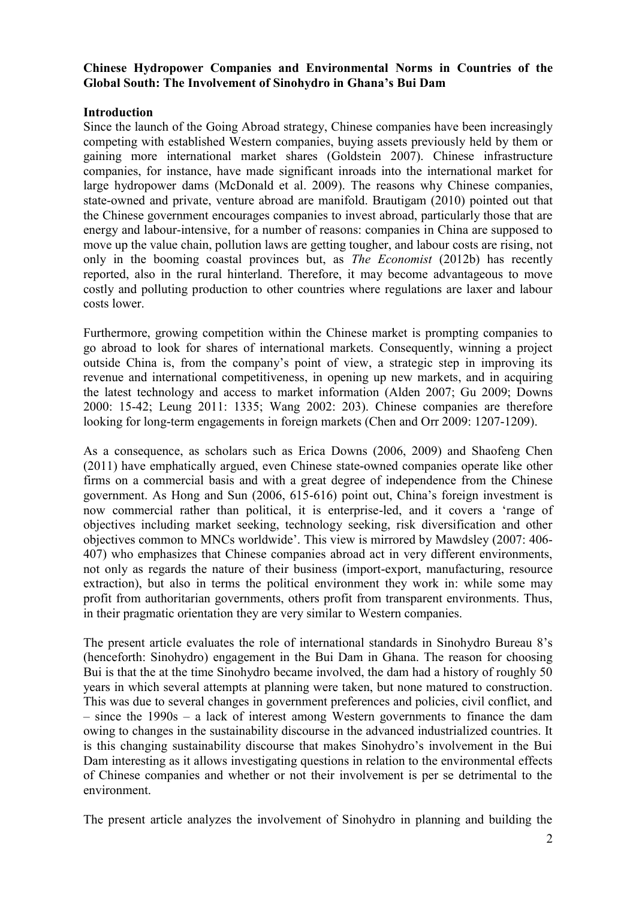**Chinese Hydropower Companies and Environmental Norms in Countries of the Global South: The Involvement of Sinohydro in Ghana's Bui Dam**

**Introduction**

Since the launch of the Going Abroad strategy, Chinese companies have been increasingly competing with established Western companies, buying assets previously held by them or gaining more international market shares (Goldstein 2007). Chinese infrastructure companies, for instance, have made significant inroads into the international market for large hydropower dams (McDonald et al. 2009). The reasons why Chinese companies, state-owned and private, venture abroad are manifold. Brautigam (2010) pointed out that the Chinese government encourages companies to invest abroad, particularly those that are energy and labour-intensive, for a number of reasons: companies in China are supposed to move up the value chain, pollution laws are getting tougher, and labour costs are rising, not only in the booming coastal provinces but, as *The Economist* (2012b) has recently reported, also in the rural hinterland. Therefore, it may become advantageous to move costly and polluting production to other countries where regulations are laxer and labour costs lower.

Furthermore, growing competition within the Chinese market is prompting companies to go abroad to look for shares of international markets. Consequently, winning a project outside China is, from the company's point of view, a strategic step in improving its revenue and international competitiveness, in opening up new markets, and in acquiring the latest technology and access to market information (Alden 2007; Gu 2009; Downs 2000: 15-42; Leung 2011: 1335; Wang 2002: 203). Chinese companies are therefore looking for long-term engagements in foreign markets (Chen and Orr 2009: 1207-1209).

As a consequence, as scholars such as Erica Downs (2006, 2009) and Shaofeng Chen (2011) have emphatically argued, even Chinese state-owned companies operate like other firms on a commercial basis and with a great degree of independence from the Chinese government. As Hong and Sun (2006, 615-616) point out, China's foreign investment is now commercial rather than political, it is enterprise-led, and it covers a 'range of objectives including market seeking, technology seeking, risk diversification and other objectives common to MNCs worldwide'. This view is mirrored by Mawdsley (2007: 406-407) who emphasizes that Chinese companies abroad act in very different environments, not only as regards the nature of their business (import-export, manufacturing, resource extraction), but also in terms the political environment they work in: while some may profit from authoritarian governments, others profit from transparent environments. Thus, in their pragmatic orientation they are very similar to Western companies.

The present article evaluates the role of international standards in Sinohydro Bureau 8's (henceforth: Sinohydro) engagement in the Bui Dam in Ghana. The reason for choosing Bui is that the at the time Sinohydro became involved, the dam had a history of roughly 50 years in which several attempts at planning were taken, but none matured to construction. This was due to several changes in government preferences and policies, civil conflict, and – since the 1990s – a lack of interest among Western governments to finance the dam owing to changes in the sustainability discourse in the advanced industrialized countries. It is this changing sustainability discourse that makes Sinohydro's involvement in the Bui Dam interesting as it allows investigating questions in relation to the environmental effects of Chinese companies and whether or not their involvement is per se detrimental to the environment.

The present article analyzes the involvement of Sinohydro in planning and building the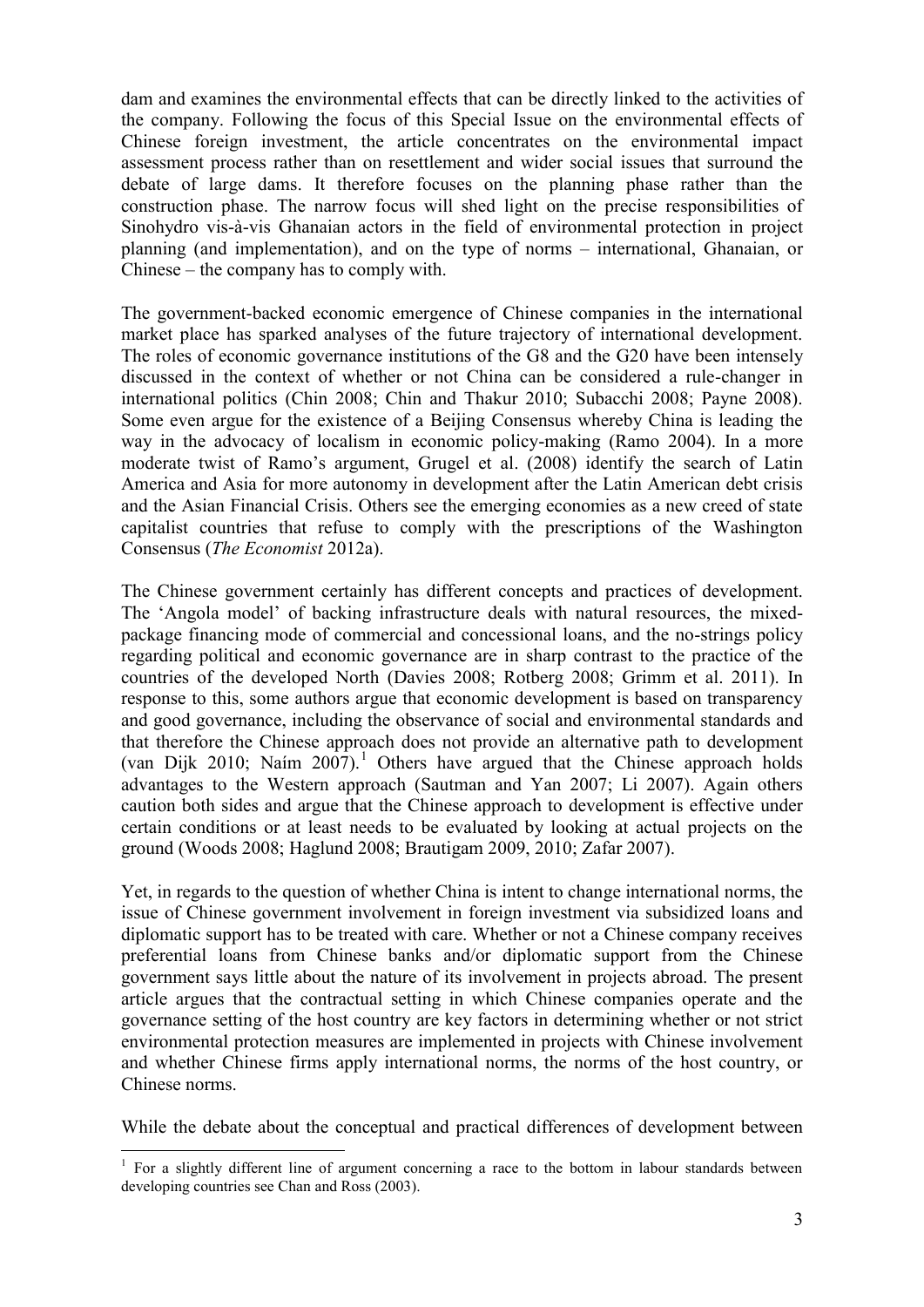dam and examines the environmental effects that can be directly linked to the activities of the company. Following the focus of this Special Issue on the environmental effects of Chinese foreign investment, the article concentrates on the environmental impact assessment process rather than on resettlement and wider social issues that surround the debate of large dams. It therefore focuses on the planning phase rather than the construction phase. The narrow focus will shed light on the precise responsibilities of Sinohydro vis-à-vis Ghanaian actors in the field of environmental protection in project planning (and implementation), and on the type of norms – international, Ghanaian, or Chinese – the company has to comply with.

The government-backed economic emergence of Chinese companies in the international market place has sparked analyses of the future trajectory of international development. The roles of economic governance institutions of the G8 and the G20 have been intensely discussed in the context of whether or not China can be considered a rule-changer in international politics (Chin 2008; Chin and Thakur 2010; Subacchi 2008; Payne 2008). Some even argue for the existence of a Beijing Consensus whereby China is leading the way in the advocacy of localism in economic policy-making (Ramo 2004). In a more moderate twist of Ramo's argument, Grugel et al. (2008) identify the search of Latin America and Asia for more autonomy in development after the Latin American debt crisis and the Asian Financial Crisis. Others see the emerging economies as a new creed of state capitalist countries that refuse to comply with the prescriptions of the Washington Consensus (*The Economist* 2012a).

The Chinese government certainly has different concepts and practices of development. The 'Angola model' of backing infrastructure deals with natural resources, the mixed-package financing mode of commercial and concessional loans, and the no-strings policy regarding political and economic governance are in sharp contrast to the practice of the countries of the developed North (Davies 2008; Rotberg 2008; Grimm et al. 2011). In response to this, some authors argue that economic development is based on transparency and good governance, including the observance of social and environmental standards and that therefore the Chinese approach does not provide an alternative path to development (van Dijk 2010; Naím 2007).[1] Others have argued that the Chinese approach holds advantages to the Western approach (Sautman and Yan 2007; Li 2007). Again others caution both sides and argue that the Chinese approach to development is effective under certain conditions or at least needs to be evaluated by looking at actual projects on the ground (Woods 2008; Haglund 2008; Brautigam 2009, 2010; Zafar 2007).

Yet, in regards to the question of whether China is intent to change international norms, the issue of Chinese government involvement in foreign investment via subsidized loans and diplomatic support has to be treated with care. Whether or not a Chinese company receives preferential loans from Chinese banks and/or diplomatic support from the Chinese government says little about the nature of its involvement in projects abroad. The present article argues that the contractual setting in which Chinese companies operate and the governance setting of the host country are key factors in determining whether or not strict environmental protection measures are implemented in projects with Chinese involvement and whether Chinese firms apply international norms, the norms of the host country, or Chinese norms.

While the debate about the conceptual and practical differences of development between

[1] For a slightly different line of argument concerning a race to the bottom in labour standards between developing countries see Chan and Ross (2003).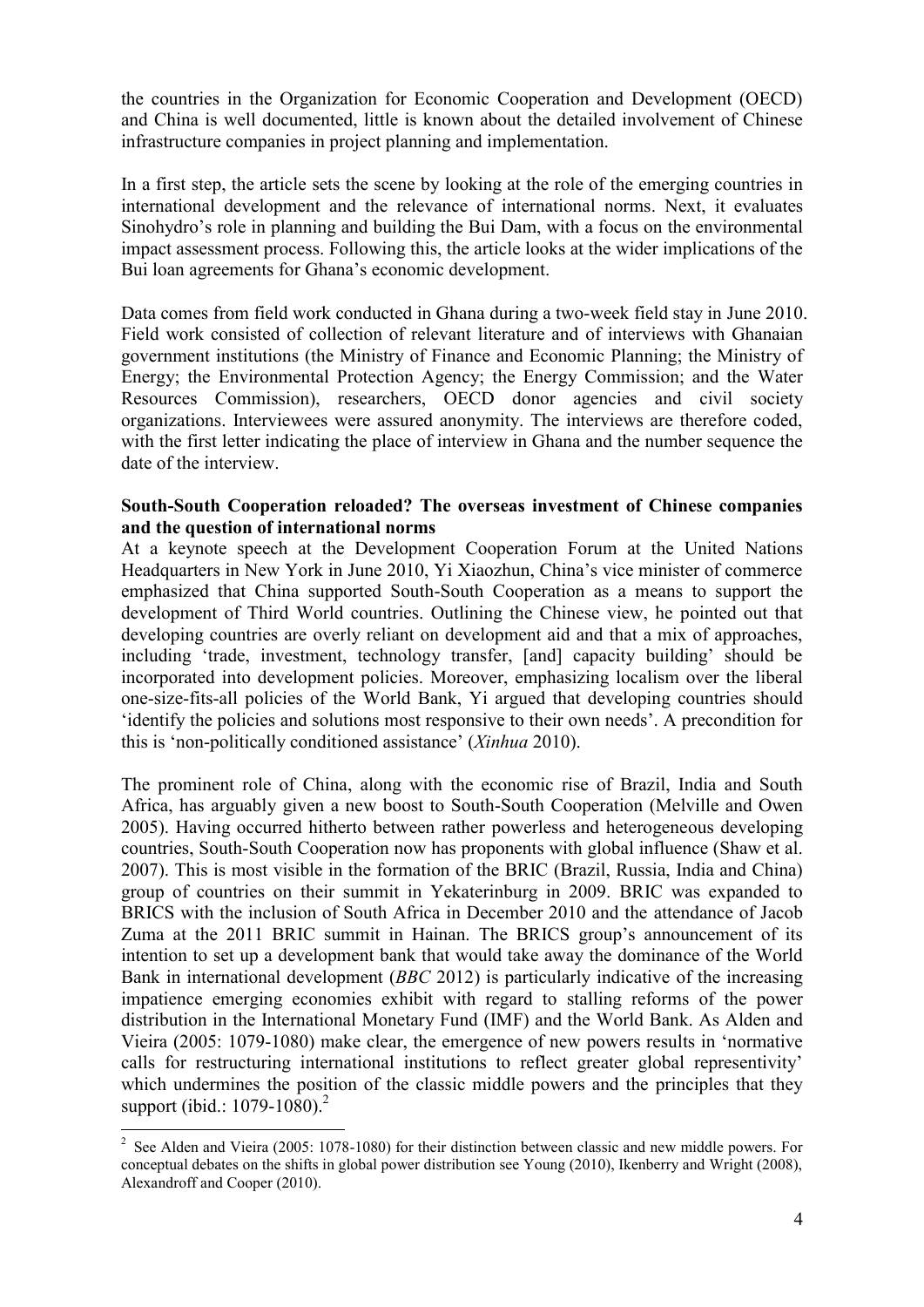the countries in the Organization for Economic Cooperation and Development (OECD) and China is well documented, little is known about the detailed involvement of Chinese infrastructure companies in project planning and implementation.

In a first step, the article sets the scene by looking at the role of the emerging countries in international development and the relevance of international norms. Next, it evaluates Sinohydro's role in planning and building the Bui Dam, with a focus on the environmental impact assessment process. Following this, the article looks at the wider implications of the Bui loan agreements for Ghana's economic development.

Data comes from field work conducted in Ghana during a two-week field stay in June 2010. Field work consisted of collection of relevant literature and of interviews with Ghanaian government institutions (the Ministry of Finance and Economic Planning; the Ministry of Energy; the Environmental Protection Agency; the Energy Commission; and the Water Resources Commission), researchers, OECD donor agencies and civil society organizations. Interviewees were assured anonymity. The interviews are therefore coded, with the first letter indicating the place of interview in Ghana and the number sequence the date of the interview.

**South-South Cooperation reloaded? The overseas investment of Chinese companies and the question of international norms**

At a keynote speech at the Development Cooperation Forum at the United Nations Headquarters in New York in June 2010, Yi Xiaozhun, China's vice minister of commerce emphasized that China supported South-South Cooperation as a means to support the development of Third World countries. Outlining the Chinese view, he pointed out that developing countries are overly reliant on development aid and that a mix of approaches, including 'trade, investment, technology transfer, [and] capacity building' should be incorporated into development policies. Moreover, emphasizing localism over the liberal one-size-fits-all policies of the World Bank, Yi argued that developing countries should 'identify the policies and solutions most responsive to their own needs'. A precondition for this is 'non-politically conditioned assistance' (*Xinhua* 2010).

The prominent role of China, along with the economic rise of Brazil, India and South Africa, has arguably given a new boost to South-South Cooperation (Melville and Owen 2005). Having occurred hitherto between rather powerless and heterogeneous developing countries, South-South Cooperation now has proponents with global influence (Shaw et al. 2007). This is most visible in the formation of the BRIC (Brazil, Russia, India and China) group of countries on their summit in Yekaterinburg in 2009. BRIC was expanded to BRICS with the inclusion of South Africa in December 2010 and the attendance of Jacob Zuma at the 2011 BRIC summit in Hainan. The BRICS group's announcement of its intention to set up a development bank that would take away the dominance of the World Bank in international development (*BBC* 2012) is particularly indicative of the increasing impatience emerging economies exhibit with regard to stalling reforms of the power distribution in the International Monetary Fund (IMF) and the World Bank. As Alden and Vieira (2005: 1079-1080) make clear, the emergence of new powers results in 'normative calls for restructuring international institutions to reflect greater global representivity' which undermines the position of the classic middle powers and the principles that they support (ibid.: 1079-1080).[2]

[2] See Alden and Vieira (2005: 1078-1080) for their distinction between classic and new middle powers. For conceptual debates on the shifts in global power distribution see Young (2010), Ikenberry and Wright (2008), Alexandroff and Cooper (2010).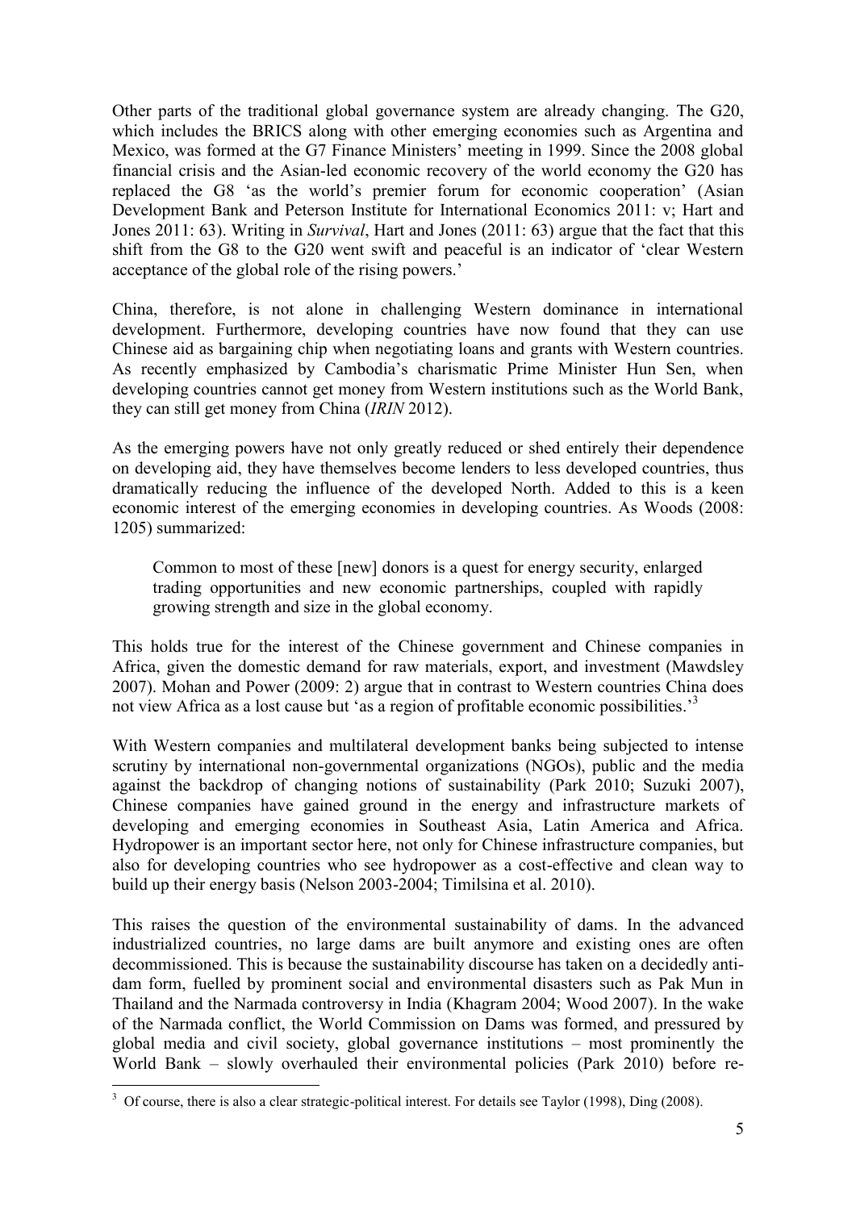Other parts of the traditional global governance system are already changing. The G20, which includes the BRICS along with other emerging economies such as Argentina and Mexico, was formed at the G7 Finance Ministers' meeting in 1999. Since the 2008 global financial crisis and the Asian-led economic recovery of the world economy the G20 has replaced the G8 'as the world's premier forum for economic cooperation' (Asian Development Bank and Peterson Institute for International Economics 2011: v; Hart and Jones 2011: 63). Writing in *Survival*, Hart and Jones (2011: 63) argue that the fact that this shift from the G8 to the G20 went swift and peaceful is an indicator of 'clear Western acceptance of the global role of the rising powers.'

China, therefore, is not alone in challenging Western dominance in international development. Furthermore, developing countries have now found that they can use Chinese aid as bargaining chip when negotiating loans and grants with Western countries. As recently emphasized by Cambodia's charismatic Prime Minister Hun Sen, when developing countries cannot get money from Western institutions such as the World Bank, they can still get money from China (*IRIN* 2012).

As the emerging powers have not only greatly reduced or shed entirely their dependence on developing aid, they have themselves become lenders to less developed countries, thus dramatically reducing the influence of the developed North. Added to this is a keen economic interest of the emerging economies in developing countries. As Woods (2008: 1205) summarized:

> Common to most of these [new] donors is a quest for energy security, enlarged trading opportunities and new economic partnerships, coupled with rapidly growing strength and size in the global economy.

This holds true for the interest of the Chinese government and Chinese companies in Africa, given the domestic demand for raw materials, export, and investment (Mawdsley 2007). Mohan and Power (2009: 2) argue that in contrast to Western countries China does not view Africa as a lost cause but 'as a region of profitable economic possibilities.'[3]

With Western companies and multilateral development banks being subjected to intense scrutiny by international non-governmental organizations (NGOs), public and the media against the backdrop of changing notions of sustainability (Park 2010; Suzuki 2007), Chinese companies have gained ground in the energy and infrastructure markets of developing and emerging economies in Southeast Asia, Latin America and Africa. Hydropower is an important sector here, not only for Chinese infrastructure companies, but also for developing countries who see hydropower as a cost-effective and clean way to build up their energy basis (Nelson 2003-2004; Timilsina et al. 2010).

This raises the question of the environmental sustainability of dams. In the advanced industrialized countries, no large dams are built anymore and existing ones are often decommissioned. This is because the sustainability discourse has taken on a decidedly anti-dam form, fuelled by prominent social and environmental disasters such as Pak Mun in Thailand and the Narmada controversy in India (Khagram 2004; Wood 2007). In the wake of the Narmada conflict, the World Commission on Dams was formed, and pressured by global media and civil society, global governance institutions – most prominently the World Bank – slowly overhauled their environmental policies (Park 2010) before re-

[3] Of course, there is also a clear strategic-political interest. For details see Taylor (1998), Ding (2008).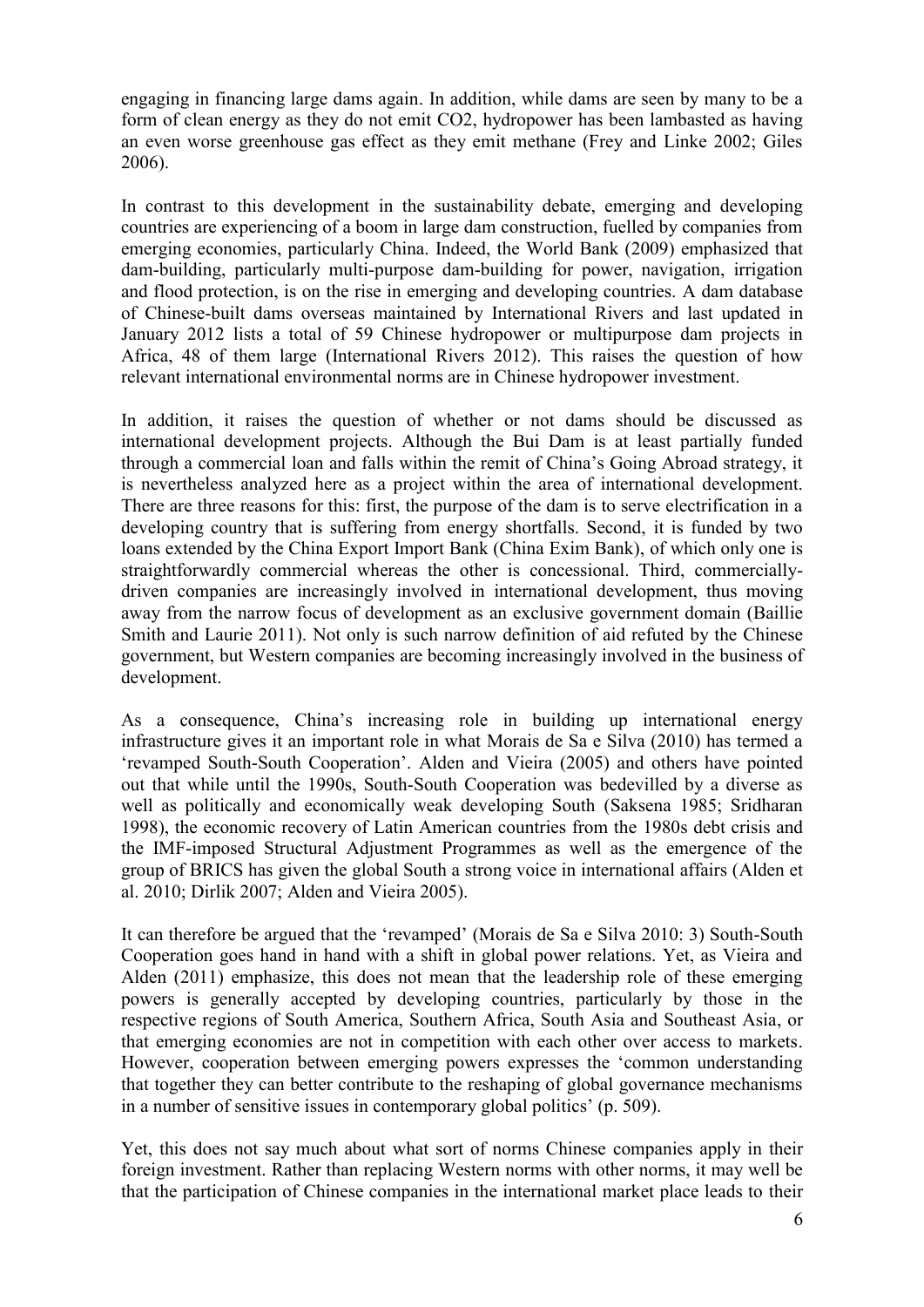engaging in financing large dams again. In addition, while dams are seen by many to be a form of clean energy as they do not emit CO2, hydropower has been lambasted as having an even worse greenhouse gas effect as they emit methane (Frey and Linke 2002; Giles 2006).

In contrast to this development in the sustainability debate, emerging and developing countries are experiencing of a boom in large dam construction, fuelled by companies from emerging economies, particularly China. Indeed, the World Bank (2009) emphasized that dam-building, particularly multi-purpose dam-building for power, navigation, irrigation and flood protection, is on the rise in emerging and developing countries. A dam database of Chinese-built dams overseas maintained by International Rivers and last updated in January 2012 lists a total of 59 Chinese hydropower or multipurpose dam projects in Africa, 48 of them large (International Rivers 2012). This raises the question of how relevant international environmental norms are in Chinese hydropower investment.

In addition, it raises the question of whether or not dams should be discussed as international development projects. Although the Bui Dam is at least partially funded through a commercial loan and falls within the remit of China's Going Abroad strategy, it is nevertheless analyzed here as a project within the area of international development. There are three reasons for this: first, the purpose of the dam is to serve electrification in a developing country that is suffering from energy shortfalls. Second, it is funded by two loans extended by the China Export Import Bank (China Exim Bank), of which only one is straightforwardly commercial whereas the other is concessional. Third, commercially-driven companies are increasingly involved in international development, thus moving away from the narrow focus of development as an exclusive government domain (Baillie Smith and Laurie 2011). Not only is such narrow definition of aid refuted by the Chinese government, but Western companies are becoming increasingly involved in the business of development.

As a consequence, China's increasing role in building up international energy infrastructure gives it an important role in what Morais de Sa e Silva (2010) has termed a 'revamped South-South Cooperation'. Alden and Vieira (2005) and others have pointed out that while until the 1990s, South-South Cooperation was bedevilled by a diverse as well as politically and economically weak developing South (Saksena 1985; Sridharan 1998), the economic recovery of Latin American countries from the 1980s debt crisis and the IMF-imposed Structural Adjustment Programmes as well as the emergence of the group of BRICS has given the global South a strong voice in international affairs (Alden et al. 2010; Dirlik 2007; Alden and Vieira 2005).

It can therefore be argued that the 'revamped' (Morais de Sa e Silva 2010: 3) South-South Cooperation goes hand in hand with a shift in global power relations. Yet, as Vieira and Alden (2011) emphasize, this does not mean that the leadership role of these emerging powers is generally accepted by developing countries, particularly by those in the respective regions of South America, Southern Africa, South Asia and Southeast Asia, or that emerging economies are not in competition with each other over access to markets. However, cooperation between emerging powers expresses the 'common understanding that together they can better contribute to the reshaping of global governance mechanisms in a number of sensitive issues in contemporary global politics' (p. 509).

Yet, this does not say much about what sort of norms Chinese companies apply in their foreign investment. Rather than replacing Western norms with other norms, it may well be that the participation of Chinese companies in the international market place leads to their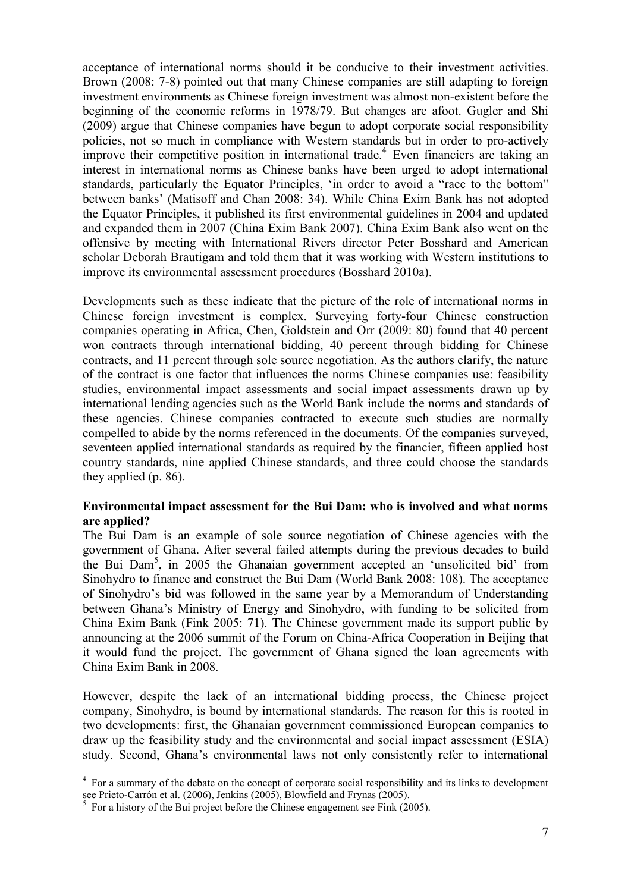acceptance of international norms should it be conducive to their investment activities. Brown (2008: 7-8) pointed out that many Chinese companies are still adapting to foreign investment environments as Chinese foreign investment was almost non-existent before the beginning of the economic reforms in 1978/79. But changes are afoot. Gugler and Shi (2009) argue that Chinese companies have begun to adopt corporate social responsibility policies, not so much in compliance with Western standards but in order to pro-actively improve their competitive position in international trade.[4] Even financiers are taking an interest in international norms as Chinese banks have been urged to adopt international standards, particularly the Equator Principles, 'in order to avoid a "race to the bottom" between banks' (Matisoff and Chan 2008: 34). While China Exim Bank has not adopted the Equator Principles, it published its first environmental guidelines in 2004 and updated and expanded them in 2007 (China Exim Bank 2007). China Exim Bank also went on the offensive by meeting with International Rivers director Peter Bosshard and American scholar Deborah Brautigam and told them that it was working with Western institutions to improve its environmental assessment procedures (Bosshard 2010a).

Developments such as these indicate that the picture of the role of international norms in Chinese foreign investment is complex. Surveying forty-four Chinese construction companies operating in Africa, Chen, Goldstein and Orr (2009: 80) found that 40 percent won contracts through international bidding, 40 percent through bidding for Chinese contracts, and 11 percent through sole source negotiation. As the authors clarify, the nature of the contract is one factor that influences the norms Chinese companies use: feasibility studies, environmental impact assessments and social impact assessments drawn up by international lending agencies such as the World Bank include the norms and standards of these agencies. Chinese companies contracted to execute such studies are normally compelled to abide by the norms referenced in the documents. Of the companies surveyed, seventeen applied international standards as required by the financier, fifteen applied host country standards, nine applied Chinese standards, and three could choose the standards they applied (p. 86).

**Environmental impact assessment for the Bui Dam: who is involved and what norms are applied?**

The Bui Dam is an example of sole source negotiation of Chinese agencies with the government of Ghana. After several failed attempts during the previous decades to build the Bui Dam[5], in 2005 the Ghanaian government accepted an 'unsolicited bid' from Sinohydro to finance and construct the Bui Dam (World Bank 2008: 108). The acceptance of Sinohydro's bid was followed in the same year by a Memorandum of Understanding between Ghana's Ministry of Energy and Sinohydro, with funding to be solicited from China Exim Bank (Fink 2005: 71). The Chinese government made its support public by announcing at the 2006 summit of the Forum on China-Africa Cooperation in Beijing that it would fund the project. The government of Ghana signed the loan agreements with China Exim Bank in 2008.

However, despite the lack of an international bidding process, the Chinese project company, Sinohydro, is bound by international standards. The reason for this is rooted in two developments: first, the Ghanaian government commissioned European companies to draw up the feasibility study and the environmental and social impact assessment (ESIA) study. Second, Ghana's environmental laws not only consistently refer to international

[4] For a summary of the debate on the concept of corporate social responsibility and its links to development see Prieto-Carrón et al. (2006), Jenkins (2005), Blowfield and Frynas (2005).

[5] For a history of the Bui project before the Chinese engagement see Fink (2005).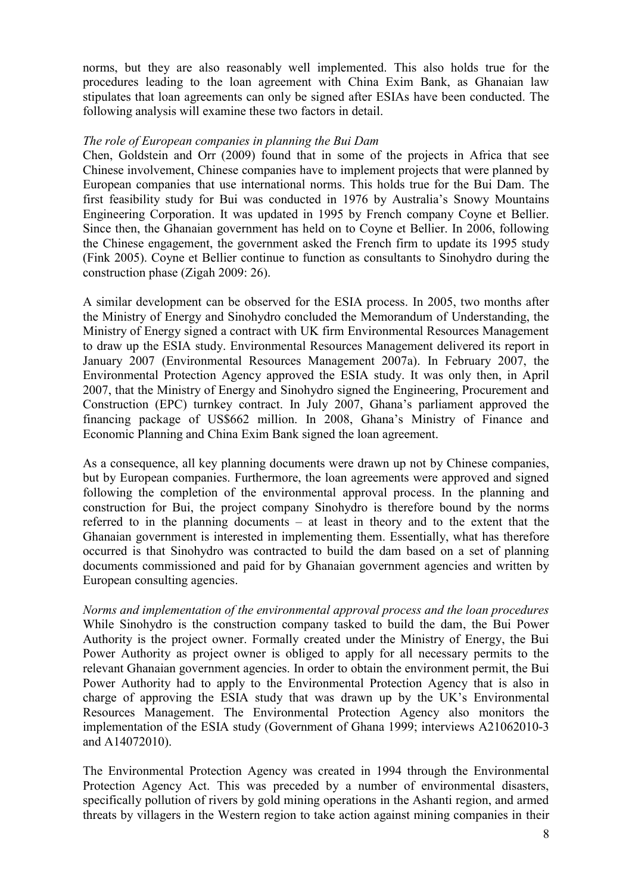norms, but they are also reasonably well implemented. This also holds true for the procedures leading to the loan agreement with China Exim Bank, as Ghanaian law stipulates that loan agreements can only be signed after ESIAs have been conducted. The following analysis will examine these two factors in detail.

*The role of European companies in planning the Bui Dam*

Chen, Goldstein and Orr (2009) found that in some of the projects in Africa that see Chinese involvement, Chinese companies have to implement projects that were planned by European companies that use international norms. This holds true for the Bui Dam. The first feasibility study for Bui was conducted in 1976 by Australia's Snowy Mountains Engineering Corporation. It was updated in 1995 by French company Coyne et Bellier. Since then, the Ghanaian government has held on to Coyne et Bellier. In 2006, following the Chinese engagement, the government asked the French firm to update its 1995 study (Fink 2005). Coyne et Bellier continue to function as consultants to Sinohydro during the construction phase (Zigah 2009: 26).

A similar development can be observed for the ESIA process. In 2005, two months after the Ministry of Energy and Sinohydro concluded the Memorandum of Understanding, the Ministry of Energy signed a contract with UK firm Environmental Resources Management to draw up the ESIA study. Environmental Resources Management delivered its report in January 2007 (Environmental Resources Management 2007a). In February 2007, the Environmental Protection Agency approved the ESIA study. It was only then, in April 2007, that the Ministry of Energy and Sinohydro signed the Engineering, Procurement and Construction (EPC) turnkey contract. In July 2007, Ghana's parliament approved the financing package of US$662 million. In 2008, Ghana's Ministry of Finance and Economic Planning and China Exim Bank signed the loan agreement.

As a consequence, all key planning documents were drawn up not by Chinese companies, but by European companies. Furthermore, the loan agreements were approved and signed following the completion of the environmental approval process. In the planning and construction for Bui, the project company Sinohydro is therefore bound by the norms referred to in the planning documents – at least in theory and to the extent that the Ghanaian government is interested in implementing them. Essentially, what has therefore occurred is that Sinohydro was contracted to build the dam based on a set of planning documents commissioned and paid for by Ghanaian government agencies and written by European consulting agencies.

*Norms and implementation of the environmental approval process and the loan procedures*

While Sinohydro is the construction company tasked to build the dam, the Bui Power Authority is the project owner. Formally created under the Ministry of Energy, the Bui Power Authority as project owner is obliged to apply for all necessary permits to the relevant Ghanaian government agencies. In order to obtain the environment permit, the Bui Power Authority had to apply to the Environmental Protection Agency that is also in charge of approving the ESIA study that was drawn up by the UK's Environmental Resources Management. The Environmental Protection Agency also monitors the implementation of the ESIA study (Government of Ghana 1999; interviews A21062010-3 and A14072010).

The Environmental Protection Agency was created in 1994 through the Environmental Protection Agency Act. This was preceded by a number of environmental disasters, specifically pollution of rivers by gold mining operations in the Ashanti region, and armed threats by villagers in the Western region to take action against mining companies in their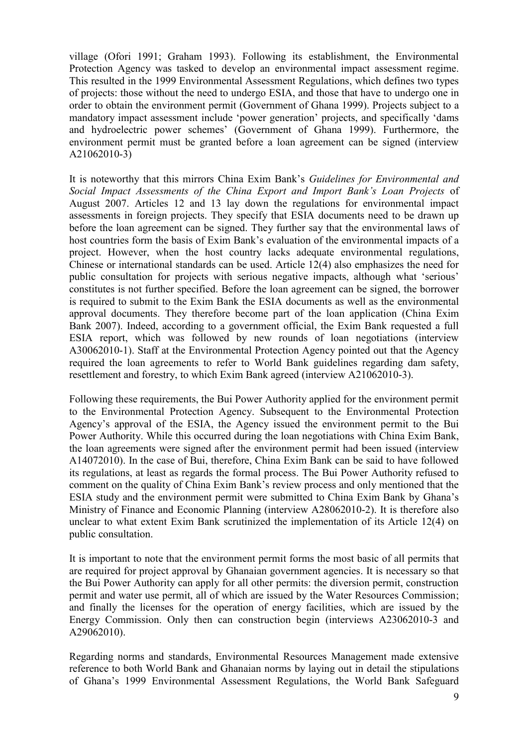village (Ofori 1991; Graham 1993). Following its establishment, the Environmental Protection Agency was tasked to develop an environmental impact assessment regime. This resulted in the 1999 Environmental Assessment Regulations, which defines two types of projects: those without the need to undergo ESIA, and those that have to undergo one in order to obtain the environment permit (Government of Ghana 1999). Projects subject to a mandatory impact assessment include 'power generation' projects, and specifically 'dams and hydroelectric power schemes' (Government of Ghana 1999). Furthermore, the environment permit must be granted before a loan agreement can be signed (interview A21062010-3)

It is noteworthy that this mirrors China Exim Bank's *Guidelines for Environmental and Social Impact Assessments of the China Export and Import Bank's Loan Projects* of August 2007. Articles 12 and 13 lay down the regulations for environmental impact assessments in foreign projects. They specify that ESIA documents need to be drawn up before the loan agreement can be signed. They further say that the environmental laws of host countries form the basis of Exim Bank's evaluation of the environmental impacts of a project. However, when the host country lacks adequate environmental regulations, Chinese or international standards can be used. Article 12(4) also emphasizes the need for public consultation for projects with serious negative impacts, although what 'serious' constitutes is not further specified. Before the loan agreement can be signed, the borrower is required to submit to the Exim Bank the ESIA documents as well as the environmental approval documents. They therefore become part of the loan application (China Exim Bank 2007). Indeed, according to a government official, the Exim Bank requested a full ESIA report, which was followed by new rounds of loan negotiations (interview A30062010-1). Staff at the Environmental Protection Agency pointed out that the Agency required the loan agreements to refer to World Bank guidelines regarding dam safety, resettlement and forestry, to which Exim Bank agreed (interview A21062010-3).

Following these requirements, the Bui Power Authority applied for the environment permit to the Environmental Protection Agency. Subsequent to the Environmental Protection Agency's approval of the ESIA, the Agency issued the environment permit to the Bui Power Authority. While this occurred during the loan negotiations with China Exim Bank, the loan agreements were signed after the environment permit had been issued (interview A14072010). In the case of Bui, therefore, China Exim Bank can be said to have followed its regulations, at least as regards the formal process. The Bui Power Authority refused to comment on the quality of China Exim Bank's review process and only mentioned that the ESIA study and the environment permit were submitted to China Exim Bank by Ghana's Ministry of Finance and Economic Planning (interview A28062010-2). It is therefore also unclear to what extent Exim Bank scrutinized the implementation of its Article 12(4) on public consultation.

It is important to note that the environment permit forms the most basic of all permits that are required for project approval by Ghanaian government agencies. It is necessary so that the Bui Power Authority can apply for all other permits: the diversion permit, construction permit and water use permit, all of which are issued by the Water Resources Commission; and finally the licenses for the operation of energy facilities, which are issued by the Energy Commission. Only then can construction begin (interviews A23062010-3 and A29062010).

Regarding norms and standards, Environmental Resources Management made extensive reference to both World Bank and Ghanaian norms by laying out in detail the stipulations of Ghana's 1999 Environmental Assessment Regulations, the World Bank Safeguard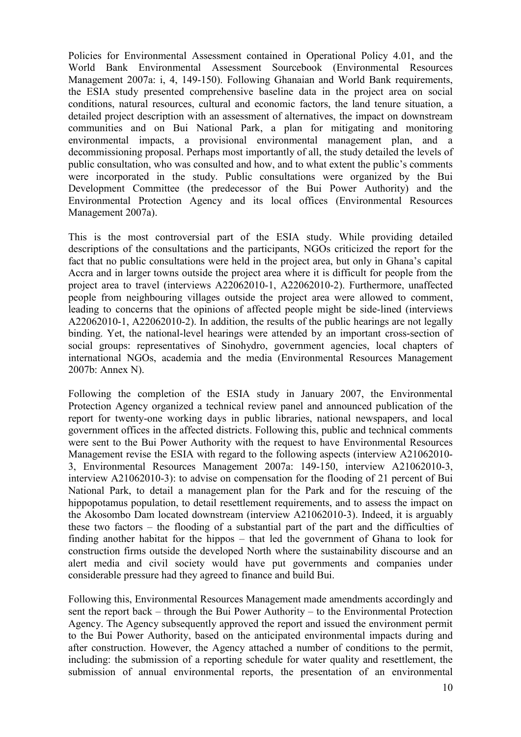Policies for Environmental Assessment contained in Operational Policy 4.01, and the World Bank Environmental Assessment Sourcebook (Environmental Resources Management 2007a: i, 4, 149-150). Following Ghanaian and World Bank requirements, the ESIA study presented comprehensive baseline data in the project area on social conditions, natural resources, cultural and economic factors, the land tenure situation, a detailed project description with an assessment of alternatives, the impact on downstream communities and on Bui National Park, a plan for mitigating and monitoring environmental impacts, a provisional environmental management plan, and a decommissioning proposal. Perhaps most importantly of all, the study detailed the levels of public consultation, who was consulted and how, and to what extent the public's comments were incorporated in the study. Public consultations were organized by the Bui Development Committee (the predecessor of the Bui Power Authority) and the Environmental Protection Agency and its local offices (Environmental Resources Management 2007a).

This is the most controversial part of the ESIA study. While providing detailed descriptions of the consultations and the participants, NGOs criticized the report for the fact that no public consultations were held in the project area, but only in Ghana's capital Accra and in larger towns outside the project area where it is difficult for people from the project area to travel (interviews A22062010-1, A22062010-2). Furthermore, unaffected people from neighbouring villages outside the project area were allowed to comment, leading to concerns that the opinions of affected people might be side-lined (interviews A22062010-1, A22062010-2). In addition, the results of the public hearings are not legally binding. Yet, the national-level hearings were attended by an important cross-section of social groups: representatives of Sinohydro, government agencies, local chapters of international NGOs, academia and the media (Environmental Resources Management 2007b: Annex N).

Following the completion of the ESIA study in January 2007, the Environmental Protection Agency organized a technical review panel and announced publication of the report for twenty-one working days in public libraries, national newspapers, and local government offices in the affected districts. Following this, public and technical comments were sent to the Bui Power Authority with the request to have Environmental Resources Management revise the ESIA with regard to the following aspects (interview A21062010-3, Environmental Resources Management 2007a: 149-150, interview A21062010-3, interview A21062010-3): to advise on compensation for the flooding of 21 percent of Bui National Park, to detail a management plan for the Park and for the rescuing of the hippopotamus population, to detail resettlement requirements, and to assess the impact on the Akosombo Dam located downstream (interview A21062010-3). Indeed, it is arguably these two factors – the flooding of a substantial part of the part and the difficulties of finding another habitat for the hippos – that led the government of Ghana to look for construction firms outside the developed North where the sustainability discourse and an alert media and civil society would have put governments and companies under considerable pressure had they agreed to finance and build Bui.

Following this, Environmental Resources Management made amendments accordingly and sent the report back – through the Bui Power Authority – to the Environmental Protection Agency. The Agency subsequently approved the report and issued the environment permit to the Bui Power Authority, based on the anticipated environmental impacts during and after construction. However, the Agency attached a number of conditions to the permit, including: the submission of a reporting schedule for water quality and resettlement, the submission of annual environmental reports, the presentation of an environmental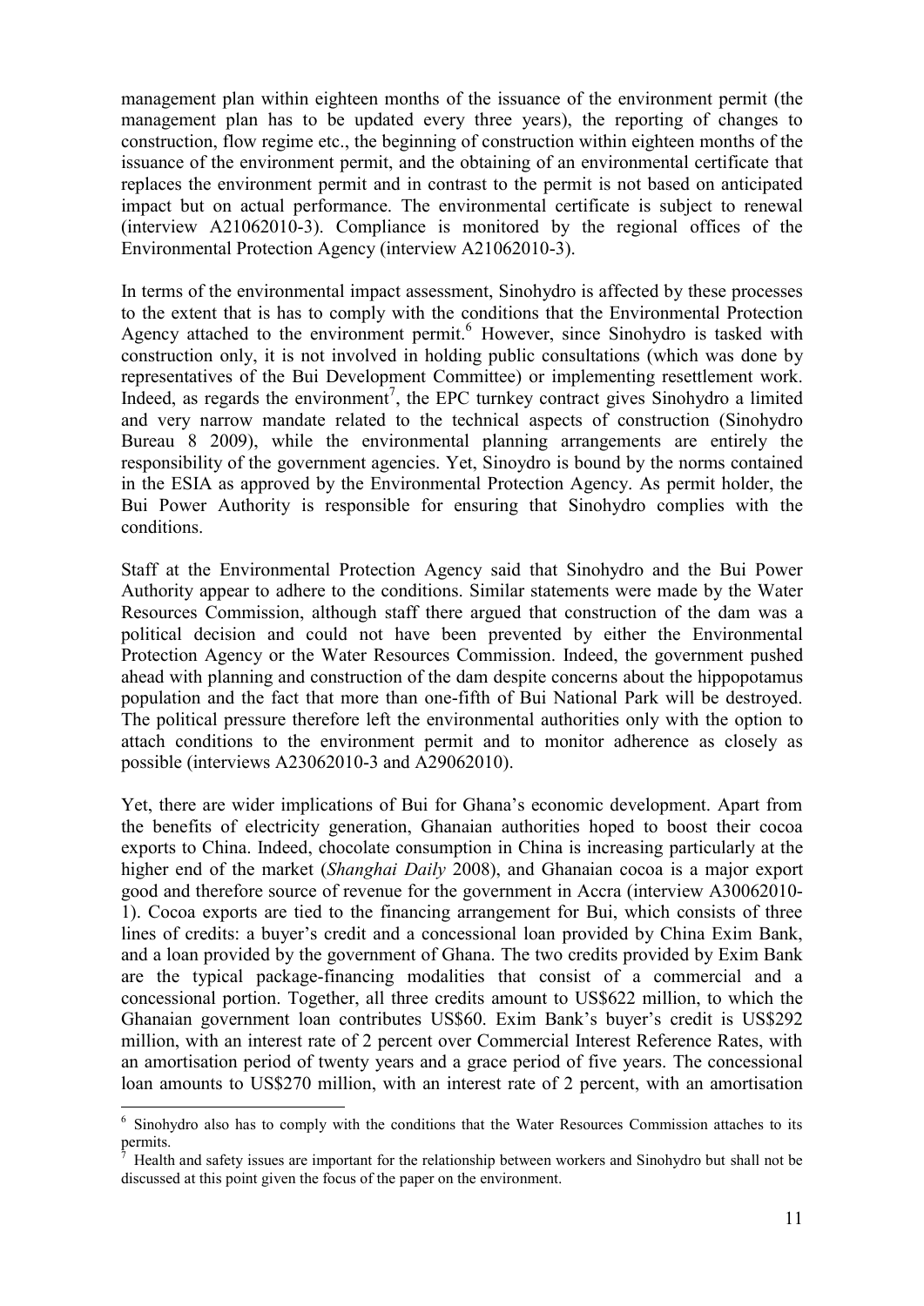management plan within eighteen months of the issuance of the environment permit (the management plan has to be updated every three years), the reporting of changes to construction, flow regime etc., the beginning of construction within eighteen months of the issuance of the environment permit, and the obtaining of an environmental certificate that replaces the environment permit and in contrast to the permit is not based on anticipated impact but on actual performance. The environmental certificate is subject to renewal (interview A21062010-3). Compliance is monitored by the regional offices of the Environmental Protection Agency (interview A21062010-3).

In terms of the environmental impact assessment, Sinohydro is affected by these processes to the extent that is has to comply with the conditions that the Environmental Protection Agency attached to the environment permit.[6] However, since Sinohydro is tasked with construction only, it is not involved in holding public consultations (which was done by representatives of the Bui Development Committee) or implementing resettlement work. Indeed, as regards the environment[7], the EPC turnkey contract gives Sinohydro a limited and very narrow mandate related to the technical aspects of construction (Sinohydro Bureau 8 2009), while the environmental planning arrangements are entirely the responsibility of the government agencies. Yet, Sinoydro is bound by the norms contained in the ESIA as approved by the Environmental Protection Agency. As permit holder, the Bui Power Authority is responsible for ensuring that Sinohydro complies with the conditions.

Staff at the Environmental Protection Agency said that Sinohydro and the Bui Power Authority appear to adhere to the conditions. Similar statements were made by the Water Resources Commission, although staff there argued that construction of the dam was a political decision and could not have been prevented by either the Environmental Protection Agency or the Water Resources Commission. Indeed, the government pushed ahead with planning and construction of the dam despite concerns about the hippopotamus population and the fact that more than one-fifth of Bui National Park will be destroyed. The political pressure therefore left the environmental authorities only with the option to attach conditions to the environment permit and to monitor adherence as closely as possible (interviews A23062010-3 and A29062010).

Yet, there are wider implications of Bui for Ghana's economic development. Apart from the benefits of electricity generation, Ghanaian authorities hoped to boost their cocoa exports to China. Indeed, chocolate consumption in China is increasing particularly at the higher end of the market (*Shanghai Daily* 2008), and Ghanaian cocoa is a major export good and therefore source of revenue for the government in Accra (interview A30062010-1). Cocoa exports are tied to the financing arrangement for Bui, which consists of three lines of credits: a buyer's credit and a concessional loan provided by China Exim Bank, and a loan provided by the government of Ghana. The two credits provided by Exim Bank are the typical package-financing modalities that consist of a commercial and a concessional portion. Together, all three credits amount to US$622 million, to which the Ghanaian government loan contributes US$60. Exim Bank's buyer's credit is US$292 million, with an interest rate of 2 percent over Commercial Interest Reference Rates, with an amortisation period of twenty years and a grace period of five years. The concessional loan amounts to US$270 million, with an interest rate of 2 percent, with an amortisation

---

[6] Sinohydro also has to comply with the conditions that the Water Resources Commission attaches to its permits.

[7] Health and safety issues are important for the relationship between workers and Sinohydro but shall not be discussed at this point given the focus of the paper on the environment.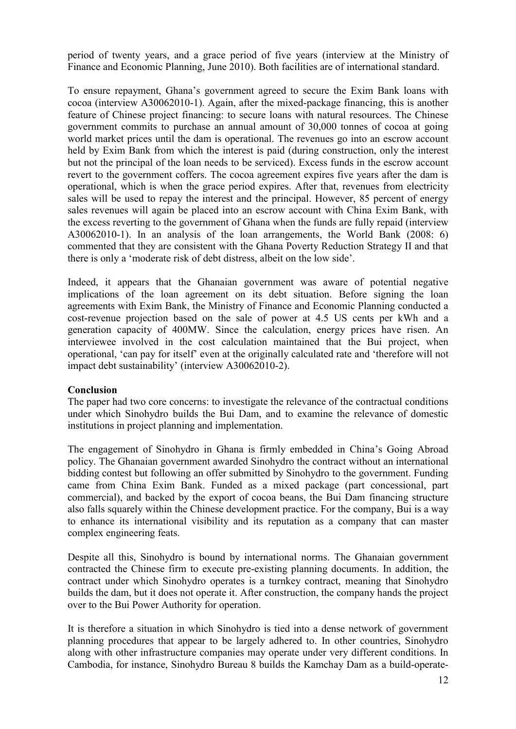period of twenty years, and a grace period of five years (interview at the Ministry of Finance and Economic Planning, June 2010). Both facilities are of international standard.

To ensure repayment, Ghana's government agreed to secure the Exim Bank loans with cocoa (interview A30062010-1). Again, after the mixed-package financing, this is another feature of Chinese project financing: to secure loans with natural resources. The Chinese government commits to purchase an annual amount of 30,000 tonnes of cocoa at going world market prices until the dam is operational. The revenues go into an escrow account held by Exim Bank from which the interest is paid (during construction, only the interest but not the principal of the loan needs to be serviced). Excess funds in the escrow account revert to the government coffers. The cocoa agreement expires five years after the dam is operational, which is when the grace period expires. After that, revenues from electricity sales will be used to repay the interest and the principal. However, 85 percent of energy sales revenues will again be placed into an escrow account with China Exim Bank, with the excess reverting to the government of Ghana when the funds are fully repaid (interview A30062010-1). In an analysis of the loan arrangements, the World Bank (2008: 6) commented that they are consistent with the Ghana Poverty Reduction Strategy II and that there is only a 'moderate risk of debt distress, albeit on the low side'.

Indeed, it appears that the Ghanaian government was aware of potential negative implications of the loan agreement on its debt situation. Before signing the loan agreements with Exim Bank, the Ministry of Finance and Economic Planning conducted a cost-revenue projection based on the sale of power at 4.5 US cents per kWh and a generation capacity of 400MW. Since the calculation, energy prices have risen. An interviewee involved in the cost calculation maintained that the Bui project, when operational, 'can pay for itself' even at the originally calculated rate and 'therefore will not impact debt sustainability' (interview A30062010-2).

**Conclusion**

The paper had two core concerns: to investigate the relevance of the contractual conditions under which Sinohydro builds the Bui Dam, and to examine the relevance of domestic institutions in project planning and implementation.

The engagement of Sinohydro in Ghana is firmly embedded in China's Going Abroad policy. The Ghanaian government awarded Sinohydro the contract without an international bidding contest but following an offer submitted by Sinohydro to the government. Funding came from China Exim Bank. Funded as a mixed package (part concessional, part commercial), and backed by the export of cocoa beans, the Bui Dam financing structure also falls squarely within the Chinese development practice. For the company, Bui is a way to enhance its international visibility and its reputation as a company that can master complex engineering feats.

Despite all this, Sinohydro is bound by international norms. The Ghanaian government contracted the Chinese firm to execute pre-existing planning documents. In addition, the contract under which Sinohydro operates is a turnkey contract, meaning that Sinohydro builds the dam, but it does not operate it. After construction, the company hands the project over to the Bui Power Authority for operation.

It is therefore a situation in which Sinohydro is tied into a dense network of government planning procedures that appear to be largely adhered to. In other countries, Sinohydro along with other infrastructure companies may operate under very different conditions. In Cambodia, for instance, Sinohydro Bureau 8 builds the Kamchay Dam as a build-operate-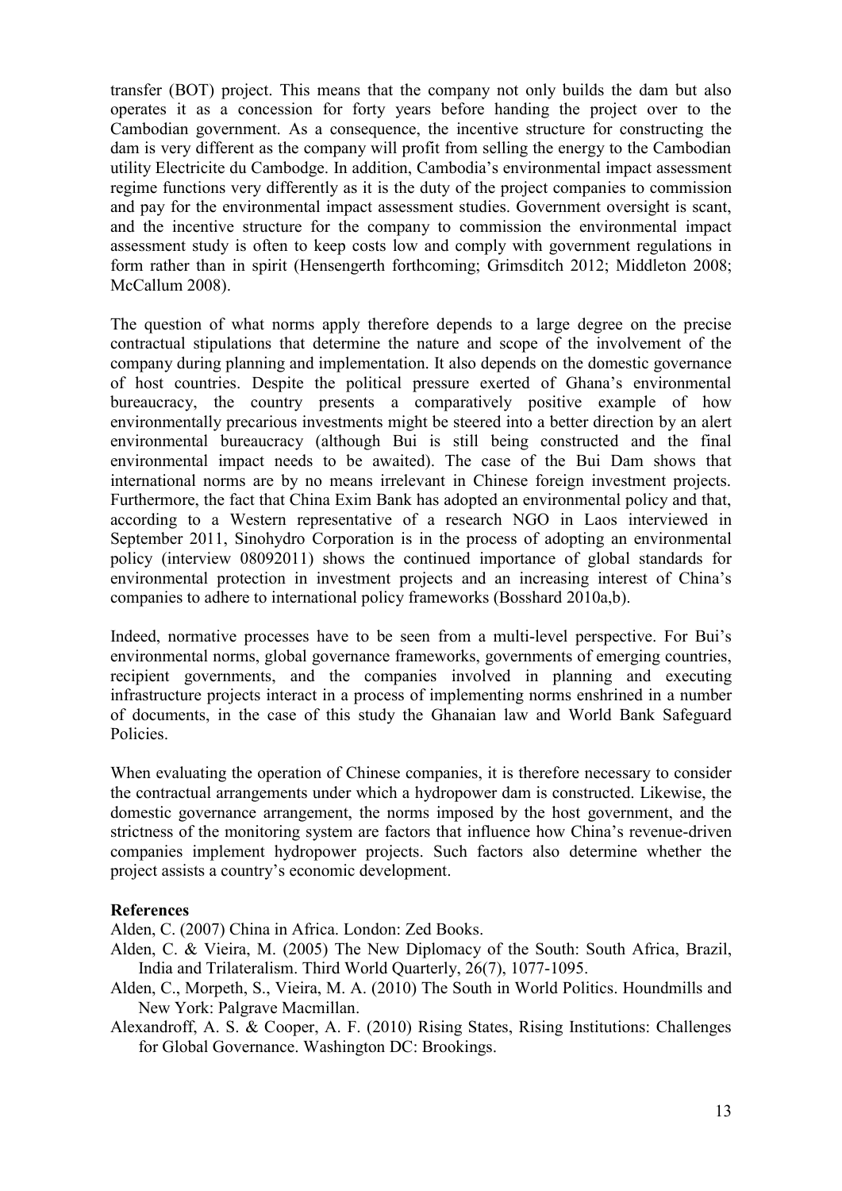transfer (BOT) project. This means that the company not only builds the dam but also operates it as a concession for forty years before handing the project over to the Cambodian government. As a consequence, the incentive structure for constructing the dam is very different as the company will profit from selling the energy to the Cambodian utility Electricite du Cambodge. In addition, Cambodia's environmental impact assessment regime functions very differently as it is the duty of the project companies to commission and pay for the environmental impact assessment studies. Government oversight is scant, and the incentive structure for the company to commission the environmental impact assessment study is often to keep costs low and comply with government regulations in form rather than in spirit (Hensengerth forthcoming; Grimsditch 2012; Middleton 2008; McCallum 2008).

The question of what norms apply therefore depends to a large degree on the precise contractual stipulations that determine the nature and scope of the involvement of the company during planning and implementation. It also depends on the domestic governance of host countries. Despite the political pressure exerted of Ghana's environmental bureaucracy, the country presents a comparatively positive example of how environmentally precarious investments might be steered into a better direction by an alert environmental bureaucracy (although Bui is still being constructed and the final environmental impact needs to be awaited). The case of the Bui Dam shows that international norms are by no means irrelevant in Chinese foreign investment projects. Furthermore, the fact that China Exim Bank has adopted an environmental policy and that, according to a Western representative of a research NGO in Laos interviewed in September 2011, Sinohydro Corporation is in the process of adopting an environmental policy (interview 08092011) shows the continued importance of global standards for environmental protection in investment projects and an increasing interest of China's companies to adhere to international policy frameworks (Bosshard 2010a,b).

Indeed, normative processes have to be seen from a multi-level perspective. For Bui's environmental norms, global governance frameworks, governments of emerging countries, recipient governments, and the companies involved in planning and executing infrastructure projects interact in a process of implementing norms enshrined in a number of documents, in the case of this study the Ghanaian law and World Bank Safeguard Policies.

When evaluating the operation of Chinese companies, it is therefore necessary to consider the contractual arrangements under which a hydropower dam is constructed. Likewise, the domestic governance arrangement, the norms imposed by the host government, and the strictness of the monitoring system are factors that influence how China's revenue-driven companies implement hydropower projects. Such factors also determine whether the project assists a country's economic development.

**References**

Alden, C. (2007) China in Africa. London: Zed Books.

Alden, C. & Vieira, M. (2005) The New Diplomacy of the South: South Africa, Brazil, India and Trilateralism. Third World Quarterly, 26(7), 1077-1095.

Alden, C., Morpeth, S., Vieira, M. A. (2010) The South in World Politics. Houndmills and New York: Palgrave Macmillan.

Alexandroff, A. S. & Cooper, A. F. (2010) Rising States, Rising Institutions: Challenges for Global Governance. Washington DC: Brookings.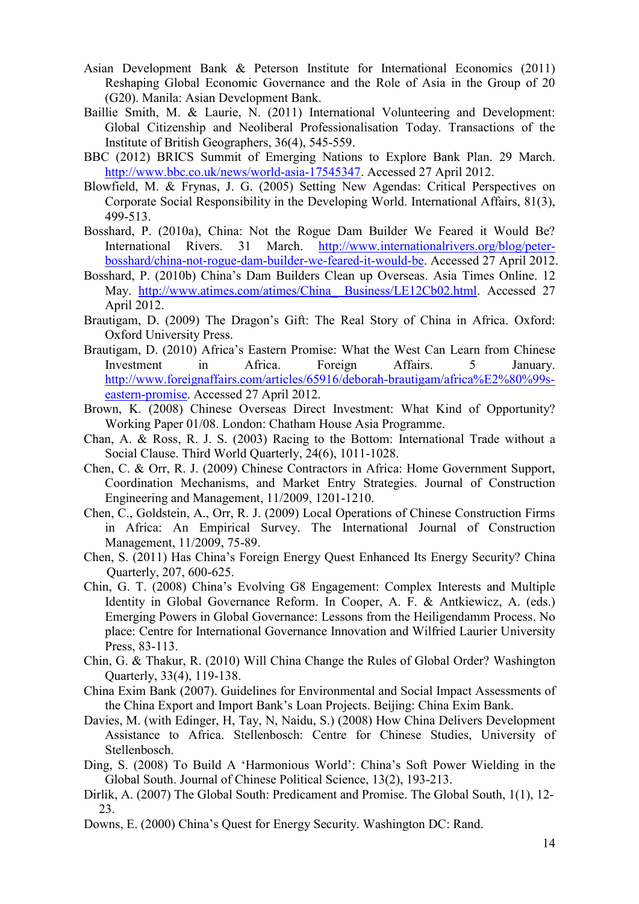Asian Development Bank & Peterson Institute for International Economics (2011) Reshaping Global Economic Governance and the Role of Asia in the Group of 20 (G20). Manila: Asian Development Bank.

Baillie Smith, M. & Laurie, N. (2011) International Volunteering and Development: Global Citizenship and Neoliberal Professionalisation Today. Transactions of the Institute of British Geographers, 36(4), 545-559.

BBC (2012) BRICS Summit of Emerging Nations to Explore Bank Plan. 29 March. http://www.bbc.co.uk/news/world-asia-17545347. Accessed 27 April 2012.

Blowfield, M. & Frynas, J. G. (2005) Setting New Agendas: Critical Perspectives on Corporate Social Responsibility in the Developing World. International Affairs, 81(3), 499-513.

Bosshard, P. (2010a), China: Not the Rogue Dam Builder We Feared it Would Be? International Rivers. 31 March. http://www.internationalrivers.org/blog/peter-bosshard/china-not-rogue-dam-builder-we-feared-it-would-be. Accessed 27 April 2012.

Bosshard, P. (2010b) China's Dam Builders Clean up Overseas. Asia Times Online. 12 May. http://www.atimes.com/atimes/China_ Business/LE12Cb02.html. Accessed 27 April 2012.

Brautigam, D. (2009) The Dragon's Gift: The Real Story of China in Africa. Oxford: Oxford University Press.

Brautigam, D. (2010) Africa's Eastern Promise: What the West Can Learn from Chinese Investment in Africa. Foreign Affairs. 5 January. http://www.foreignaffairs.com/articles/65916/deborah-brautigam/africa%E2%80%99s-eastern-promise. Accessed 27 April 2012.

Brown, K. (2008) Chinese Overseas Direct Investment: What Kind of Opportunity? Working Paper 01/08. London: Chatham House Asia Programme.

Chan, A. & Ross, R. J. S. (2003) Racing to the Bottom: International Trade without a Social Clause. Third World Quarterly, 24(6), 1011-1028.

Chen, C. & Orr, R. J. (2009) Chinese Contractors in Africa: Home Government Support, Coordination Mechanisms, and Market Entry Strategies. Journal of Construction Engineering and Management, 11/2009, 1201-1210.

Chen, C., Goldstein, A., Orr, R. J. (2009) Local Operations of Chinese Construction Firms in Africa: An Empirical Survey. The International Journal of Construction Management, 11/2009, 75-89.

Chen, S. (2011) Has China's Foreign Energy Quest Enhanced Its Energy Security? China Quarterly, 207, 600-625.

Chin, G. T. (2008) China's Evolving G8 Engagement: Complex Interests and Multiple Identity in Global Governance Reform. In Cooper, A. F. & Antkiewicz, A. (eds.) Emerging Powers in Global Governance: Lessons from the Heiligendamm Process. No place: Centre for International Governance Innovation and Wilfried Laurier University Press, 83-113.

Chin, G. & Thakur, R. (2010) Will China Change the Rules of Global Order? Washington Quarterly, 33(4), 119-138.

China Exim Bank (2007). Guidelines for Environmental and Social Impact Assessments of the China Export and Import Bank's Loan Projects. Beijing: China Exim Bank.

Davies, M. (with Edinger, H, Tay, N, Naidu, S.) (2008) How China Delivers Development Assistance to Africa. Stellenbosch: Centre for Chinese Studies, University of Stellenbosch.

Ding, S. (2008) To Build A 'Harmonious World': China's Soft Power Wielding in the Global South. Journal of Chinese Political Science, 13(2), 193-213.

Dirlik, A. (2007) The Global South: Predicament and Promise. The Global South, 1(1), 12-23.

Downs, E. (2000) China's Quest for Energy Security. Washington DC: Rand.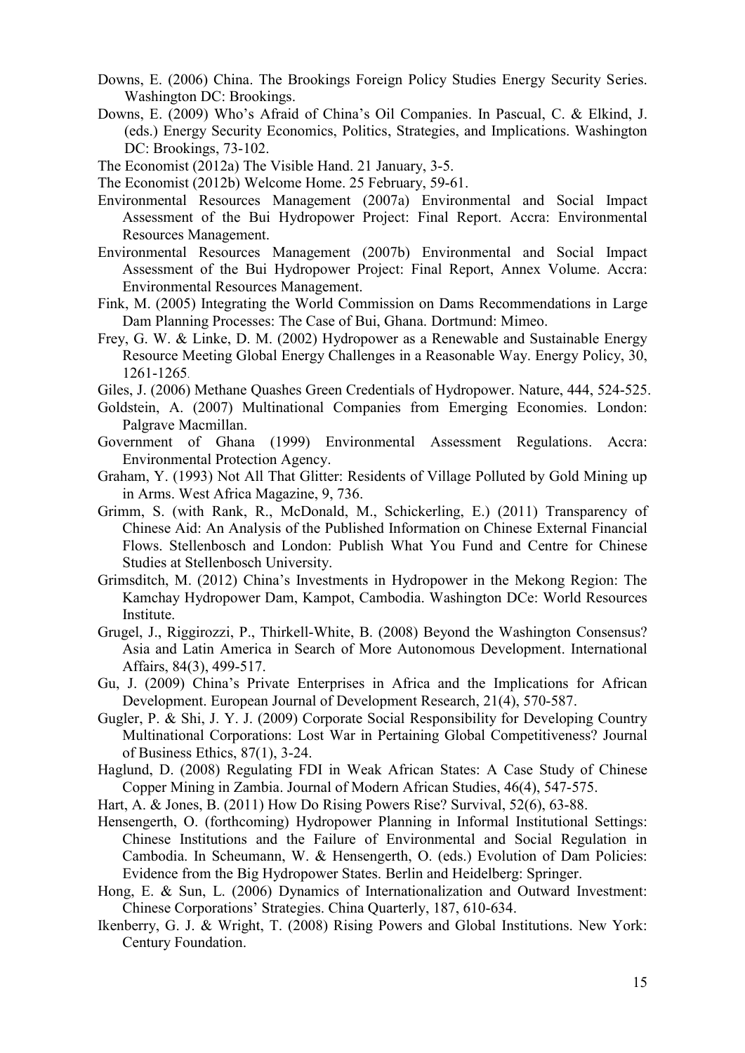Downs, E. (2006) China. The Brookings Foreign Policy Studies Energy Security Series. Washington DC: Brookings.

Downs, E. (2009) Who's Afraid of China's Oil Companies. In Pascual, C. & Elkind, J. (eds.) Energy Security Economics, Politics, Strategies, and Implications. Washington DC: Brookings, 73-102.

The Economist (2012a) The Visible Hand. 21 January, 3-5.

The Economist (2012b) Welcome Home. 25 February, 59-61.

Environmental Resources Management (2007a) Environmental and Social Impact Assessment of the Bui Hydropower Project: Final Report. Accra: Environmental Resources Management.

Environmental Resources Management (2007b) Environmental and Social Impact Assessment of the Bui Hydropower Project: Final Report, Annex Volume. Accra: Environmental Resources Management.

Fink, M. (2005) Integrating the World Commission on Dams Recommendations in Large Dam Planning Processes: The Case of Bui, Ghana. Dortmund: Mimeo.

Frey, G. W. & Linke, D. M. (2002) Hydropower as a Renewable and Sustainable Energy Resource Meeting Global Energy Challenges in a Reasonable Way. Energy Policy, 30, 1261-1265.

Giles, J. (2006) Methane Quashes Green Credentials of Hydropower. Nature, 444, 524-525.

Goldstein, A. (2007) Multinational Companies from Emerging Economies. London: Palgrave Macmillan.

Government of Ghana (1999) Environmental Assessment Regulations. Accra: Environmental Protection Agency.

Graham, Y. (1993) Not All That Glitter: Residents of Village Polluted by Gold Mining up in Arms. West Africa Magazine, 9, 736.

Grimm, S. (with Rank, R., McDonald, M., Schickerling, E.) (2011) Transparency of Chinese Aid: An Analysis of the Published Information on Chinese External Financial Flows. Stellenbosch and London: Publish What You Fund and Centre for Chinese Studies at Stellenbosch University.

Grimsditch, M. (2012) China's Investments in Hydropower in the Mekong Region: The Kamchay Hydropower Dam, Kampot, Cambodia. Washington DCe: World Resources Institute.

Grugel, J., Riggirozzi, P., Thirkell-White, B. (2008) Beyond the Washington Consensus? Asia and Latin America in Search of More Autonomous Development. International Affairs, 84(3), 499-517.

Gu, J. (2009) China's Private Enterprises in Africa and the Implications for African Development. European Journal of Development Research, 21(4), 570-587.

Gugler, P. & Shi, J. Y. J. (2009) Corporate Social Responsibility for Developing Country Multinational Corporations: Lost War in Pertaining Global Competitiveness? Journal of Business Ethics, 87(1), 3-24.

Haglund, D. (2008) Regulating FDI in Weak African States: A Case Study of Chinese Copper Mining in Zambia. Journal of Modern African Studies, 46(4), 547-575.

Hart, A. & Jones, B. (2011) How Do Rising Powers Rise? Survival, 52(6), 63-88.

Hensengerth, O. (forthcoming) Hydropower Planning in Informal Institutional Settings: Chinese Institutions and the Failure of Environmental and Social Regulation in Cambodia. In Scheumann, W. & Hensengerth, O. (eds.) Evolution of Dam Policies: Evidence from the Big Hydropower States. Berlin and Heidelberg: Springer.

Hong, E. & Sun, L. (2006) Dynamics of Internationalization and Outward Investment: Chinese Corporations' Strategies. China Quarterly, 187, 610-634.

Ikenberry, G. J. & Wright, T. (2008) Rising Powers and Global Institutions. New York: Century Foundation.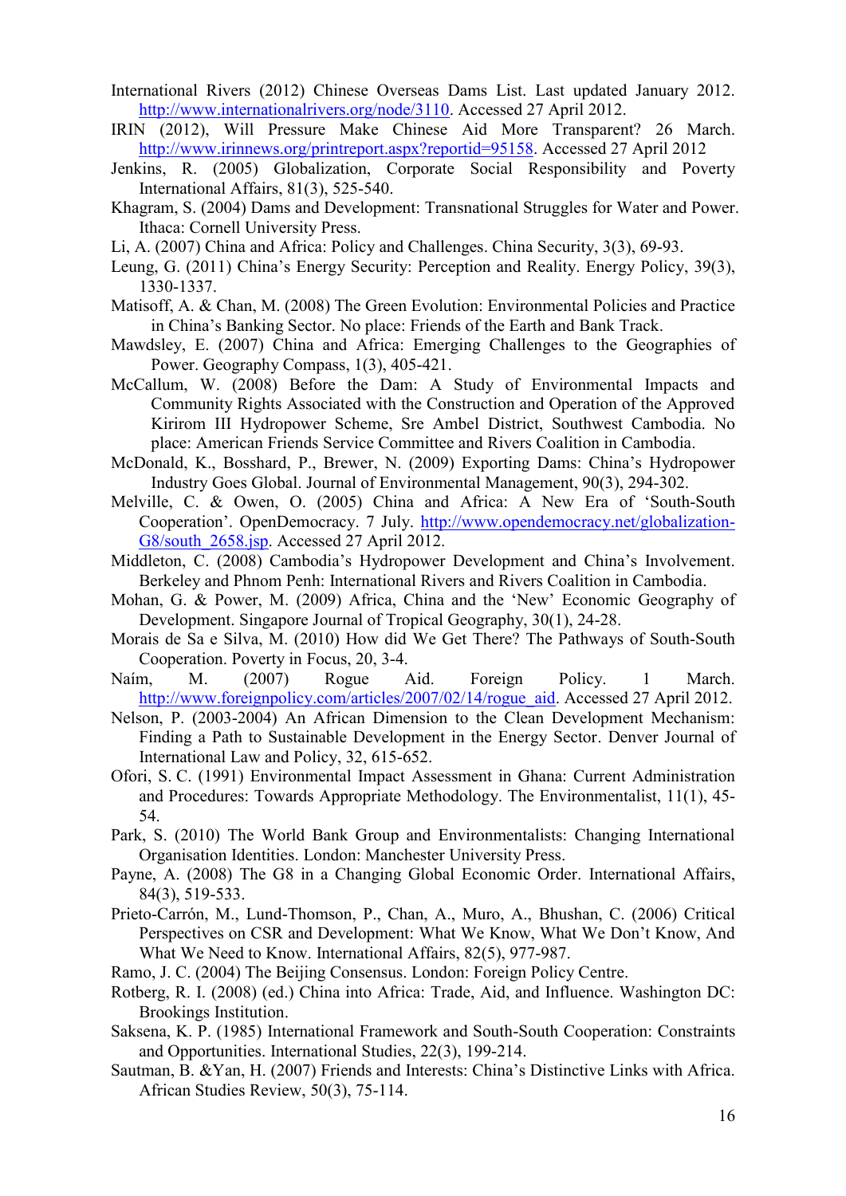International Rivers (2012) Chinese Overseas Dams List. Last updated January 2012. http://www.internationalrivers.org/node/3110. Accessed 27 April 2012.

IRIN (2012), Will Pressure Make Chinese Aid More Transparent? 26 March. http://www.irinnews.org/printreport.aspx?reportid=95158. Accessed 27 April 2012

Jenkins, R. (2005) Globalization, Corporate Social Responsibility and Poverty International Affairs, 81(3), 525-540.

Khagram, S. (2004) Dams and Development: Transnational Struggles for Water and Power. Ithaca: Cornell University Press.

Li, A. (2007) China and Africa: Policy and Challenges. China Security, 3(3), 69-93.

Leung, G. (2011) China's Energy Security: Perception and Reality. Energy Policy, 39(3), 1330-1337.

Matisoff, A. & Chan, M. (2008) The Green Evolution: Environmental Policies and Practice in China's Banking Sector. No place: Friends of the Earth and Bank Track.

Mawdsley, E. (2007) China and Africa: Emerging Challenges to the Geographies of Power. Geography Compass, 1(3), 405-421.

McCallum, W. (2008) Before the Dam: A Study of Environmental Impacts and Community Rights Associated with the Construction and Operation of the Approved Kirirom III Hydropower Scheme, Sre Ambel District, Southwest Cambodia. No place: American Friends Service Committee and Rivers Coalition in Cambodia.

McDonald, K., Bosshard, P., Brewer, N. (2009) Exporting Dams: China's Hydropower Industry Goes Global. Journal of Environmental Management, 90(3), 294-302.

Melville, C. & Owen, O. (2005) China and Africa: A New Era of 'South-South Cooperation'. OpenDemocracy. 7 July. http://www.opendemocracy.net/globalization-G8/south_2658.jsp. Accessed 27 April 2012.

Middleton, C. (2008) Cambodia's Hydropower Development and China's Involvement. Berkeley and Phnom Penh: International Rivers and Rivers Coalition in Cambodia.

Mohan, G. & Power, M. (2009) Africa, China and the 'New' Economic Geography of Development. Singapore Journal of Tropical Geography, 30(1), 24-28.

Morais de Sa e Silva, M. (2010) How did We Get There? The Pathways of South-South Cooperation. Poverty in Focus, 20, 3-4.

Naím, M. (2007) Rogue Aid. Foreign Policy. 1 March. http://www.foreignpolicy.com/articles/2007/02/14/rogue_aid. Accessed 27 April 2012.

Nelson, P. (2003-2004) An African Dimension to the Clean Development Mechanism: Finding a Path to Sustainable Development in the Energy Sector. Denver Journal of International Law and Policy, 32, 615-652.

Ofori, S. C. (1991) Environmental Impact Assessment in Ghana: Current Administration and Procedures: Towards Appropriate Methodology. The Environmentalist, 11(1), 45-54.

Park, S. (2010) The World Bank Group and Environmentalists: Changing International Organisation Identities. London: Manchester University Press.

Payne, A. (2008) The G8 in a Changing Global Economic Order. International Affairs, 84(3), 519-533.

Prieto-Carrón, M., Lund-Thomson, P., Chan, A., Muro, A., Bhushan, C. (2006) Critical Perspectives on CSR and Development: What We Know, What We Don't Know, And What We Need to Know. International Affairs, 82(5), 977-987.

Ramo, J. C. (2004) The Beijing Consensus. London: Foreign Policy Centre.

Rotberg, R. I. (2008) (ed.) China into Africa: Trade, Aid, and Influence. Washington DC: Brookings Institution.

Saksena, K. P. (1985) International Framework and South-South Cooperation: Constraints and Opportunities. International Studies, 22(3), 199-214.

Sautman, B. &Yan, H. (2007) Friends and Interests: China's Distinctive Links with Africa. African Studies Review, 50(3), 75-114.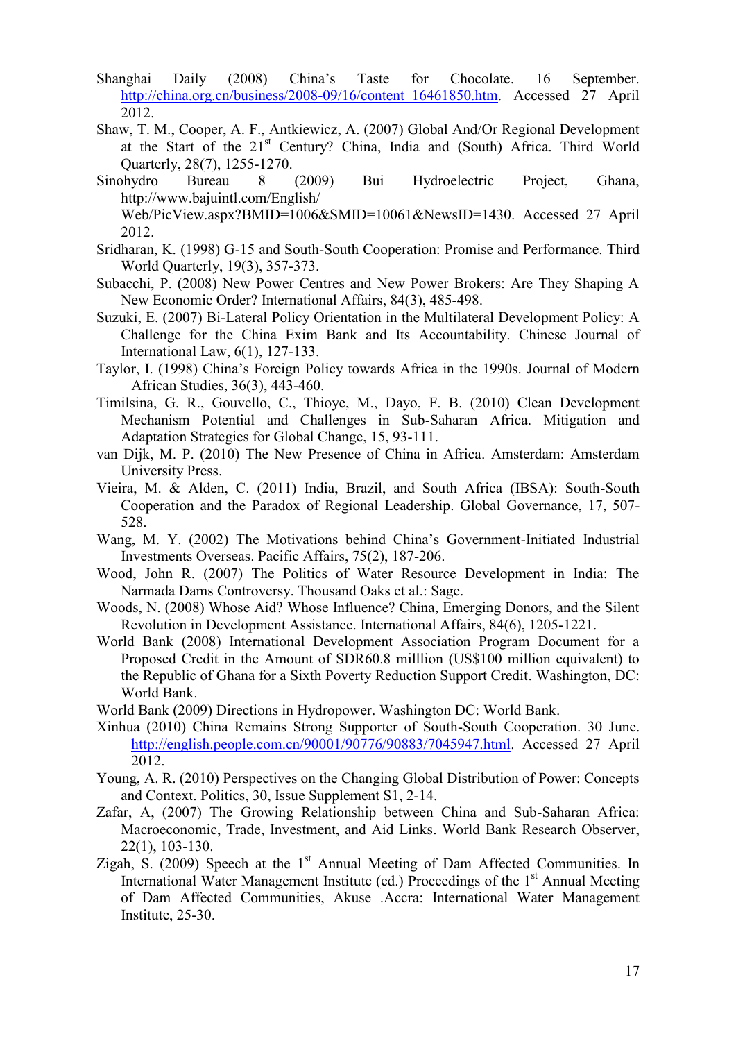Shanghai Daily (2008) China's Taste for Chocolate. 16 September. http://china.org.cn/business/2008-09/16/content_16461850.htm. Accessed 27 April 2012.

Shaw, T. M., Cooper, A. F., Antkiewicz, A. (2007) Global And/Or Regional Development at the Start of the 21st Century? China, India and (South) Africa. Third World Quarterly, 28(7), 1255-1270.

Sinohydro Bureau 8 (2009) Bui Hydroelectric Project, Ghana, http://www.bajuintl.com/English/Web/PicView.aspx?BMID=1006&SMID=10061&NewsID=1430. Accessed 27 April 2012.

Sridharan, K. (1998) G-15 and South-South Cooperation: Promise and Performance. Third World Quarterly, 19(3), 357-373.

Subacchi, P. (2008) New Power Centres and New Power Brokers: Are They Shaping A New Economic Order? International Affairs, 84(3), 485-498.

Suzuki, E. (2007) Bi-Lateral Policy Orientation in the Multilateral Development Policy: A Challenge for the China Exim Bank and Its Accountability. Chinese Journal of International Law, 6(1), 127-133.

Taylor, I. (1998) China's Foreign Policy towards Africa in the 1990s. Journal of Modern African Studies, 36(3), 443-460.

Timilsina, G. R., Gouvello, C., Thioye, M., Dayo, F. B. (2010) Clean Development Mechanism Potential and Challenges in Sub-Saharan Africa. Mitigation and Adaptation Strategies for Global Change, 15, 93-111.

van Dijk, M. P. (2010) The New Presence of China in Africa. Amsterdam: Amsterdam University Press.

Vieira, M. & Alden, C. (2011) India, Brazil, and South Africa (IBSA): South-South Cooperation and the Paradox of Regional Leadership. Global Governance, 17, 507-528.

Wang, M. Y. (2002) The Motivations behind China's Government-Initiated Industrial Investments Overseas. Pacific Affairs, 75(2), 187-206.

Wood, John R. (2007) The Politics of Water Resource Development in India: The Narmada Dams Controversy. Thousand Oaks et al.: Sage.

Woods, N. (2008) Whose Aid? Whose Influence? China, Emerging Donors, and the Silent Revolution in Development Assistance. International Affairs, 84(6), 1205-1221.

World Bank (2008) International Development Association Program Document for a Proposed Credit in the Amount of SDR60.8 milllion (US$100 million equivalent) to the Republic of Ghana for a Sixth Poverty Reduction Support Credit. Washington, DC: World Bank.

World Bank (2009) Directions in Hydropower. Washington DC: World Bank.

Xinhua (2010) China Remains Strong Supporter of South-South Cooperation. 30 June. http://english.people.com.cn/90001/90776/90883/7045947.html. Accessed 27 April 2012.

Young, A. R. (2010) Perspectives on the Changing Global Distribution of Power: Concepts and Context. Politics, 30, Issue Supplement S1, 2-14.

Zafar, A, (2007) The Growing Relationship between China and Sub-Saharan Africa: Macroeconomic, Trade, Investment, and Aid Links. World Bank Research Observer, 22(1), 103-130.

Zigah, S. (2009) Speech at the 1st Annual Meeting of Dam Affected Communities. In International Water Management Institute (ed.) Proceedings of the 1st Annual Meeting of Dam Affected Communities, Akuse .Accra: International Water Management Institute, 25-30.